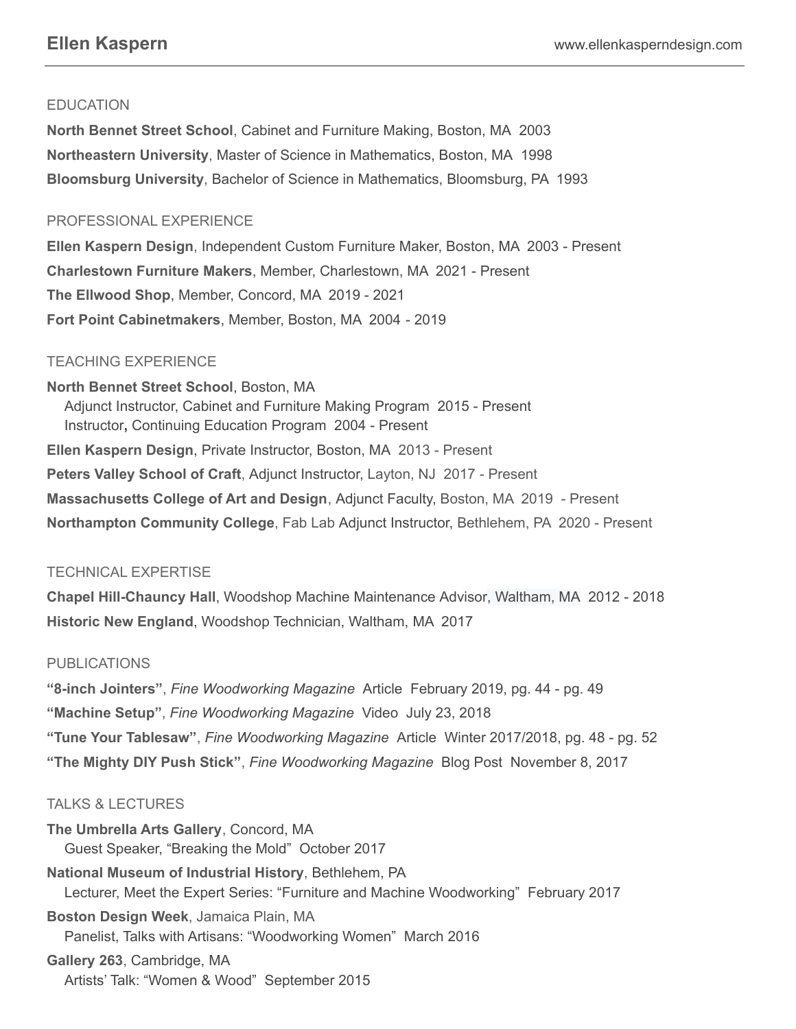# Ellen Kaspern

www.ellenkasperndesign.com

## EDUCATION

**North Bennet Street School**, Cabinet and Furniture Making, Boston, MA 2003

**Northeastern University**, Master of Science in Mathematics, Boston, MA 1998

**Bloomsburg University**, Bachelor of Science in Mathematics, Bloomsburg, PA 1993

## PROFESSIONAL EXPERIENCE

**Ellen Kaspern Design**, Independent Custom Furniture Maker, Boston, MA 2003 - Present

**Charlestown Furniture Makers**, Member, Charlestown, MA 2021 - Present

**The Ellwood Shop**, Member, Concord, MA 2019 - 2021

**Fort Point Cabinetmakers**, Member, Boston, MA 2004 - 2019

## TEACHING EXPERIENCE

**North Bennet Street School**, Boston, MA
- Adjunct Instructor, Cabinet and Furniture Making Program 2015 - Present
- Instructor**,** Continuing Education Program 2004 - Present

**Ellen Kaspern Design**, Private Instructor, Boston, MA 2013 - Present

**Peters Valley School of Craft**, Adjunct Instructor, Layton, NJ 2017 - Present

**Massachusetts College of Art and Design**, Adjunct Faculty, Boston, MA 2019 - Present

**Northampton Community College**, Fab Lab Adjunct Instructor, Bethlehem, PA 2020 - Present

## TECHNICAL EXPERTISE

**Chapel Hill-Chauncy Hall**, Woodshop Machine Maintenance Advisor, Waltham, MA 2012 - 2018

**Historic New England**, Woodshop Technician, Waltham, MA 2017

## PUBLICATIONS

**"8-inch Jointers"**, *Fine Woodworking Magazine* Article February 2019, pg. 44 - pg. 49

**"Machine Setup"**, *Fine Woodworking Magazine* Video July 23, 2018

**"Tune Your Tablesaw"**, *Fine Woodworking Magazine* Article Winter 2017/2018, pg. 48 - pg. 52

**"The Mighty DIY Push Stick"**, *Fine Woodworking Magazine* Blog Post November 8, 2017

## TALKS & LECTURES

**The Umbrella Arts Gallery**, Concord, MA
- Guest Speaker, "Breaking the Mold" October 2017

**National Museum of Industrial History**, Bethlehem, PA
- Lecturer, Meet the Expert Series: "Furniture and Machine Woodworking" February 2017

**Boston Design Week**, Jamaica Plain, MA
- Panelist, Talks with Artisans: "Woodworking Women" March 2016

**Gallery 263**, Cambridge, MA
- Artists' Talk: "Women & Wood" September 2015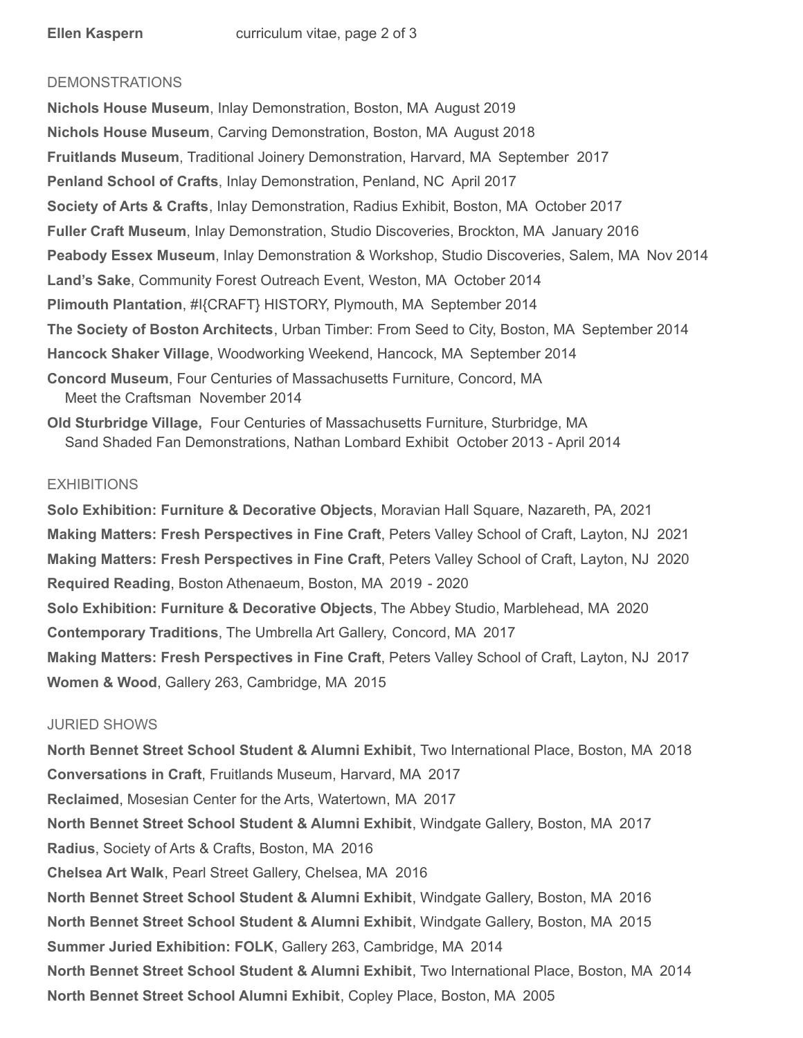## DEMONSTRATIONS

**Nichols House Museum**, Inlay Demonstration, Boston, MA August 2019

**Nichols House Museum**, Carving Demonstration, Boston, MA August 2018

**Fruitlands Museum**, Traditional Joinery Demonstration, Harvard, MA September 2017

**Penland School of Crafts**, Inlay Demonstration, Penland, NC April 2017

**Society of Arts & Crafts**, Inlay Demonstration, Radius Exhibit, Boston, MA October 2017

**Fuller Craft Museum**, Inlay Demonstration, Studio Discoveries, Brockton, MA January 2016

**Peabody Essex Museum**, Inlay Demonstration & Workshop, Studio Discoveries, Salem, MA Nov 2014

**Land's Sake**, Community Forest Outreach Event, Weston, MA October 2014

**Plimouth Plantation**, #I{CRAFT} HISTORY, Plymouth, MA September 2014

**The Society of Boston Architects**, Urban Timber: From Seed to City, Boston, MA September 2014

**Hancock Shaker Village**, Woodworking Weekend, Hancock, MA September 2014

**Concord Museum**, Four Centuries of Massachusetts Furniture, Concord, MA
Meet the Craftsman November 2014

**Old Sturbridge Village,** Four Centuries of Massachusetts Furniture, Sturbridge, MA
Sand Shaded Fan Demonstrations, Nathan Lombard Exhibit October 2013 - April 2014

## EXHIBITIONS

**Solo Exhibition: Furniture & Decorative Objects**, Moravian Hall Square, Nazareth, PA, 2021

**Making Matters: Fresh Perspectives in Fine Craft**, Peters Valley School of Craft, Layton, NJ 2021

**Making Matters: Fresh Perspectives in Fine Craft**, Peters Valley School of Craft, Layton, NJ 2020

**Required Reading**, Boston Athenaeum, Boston, MA 2019 - 2020

**Solo Exhibition: Furniture & Decorative Objects**, The Abbey Studio, Marblehead, MA 2020

**Contemporary Traditions**, The Umbrella Art Gallery, Concord, MA 2017

**Making Matters: Fresh Perspectives in Fine Craft**, Peters Valley School of Craft, Layton, NJ 2017

**Women & Wood**, Gallery 263, Cambridge, MA 2015

## JURIED SHOWS

**North Bennet Street School Student & Alumni Exhibit**, Two International Place, Boston, MA 2018

**Conversations in Craft**, Fruitlands Museum, Harvard, MA 2017

**Reclaimed**, Mosesian Center for the Arts, Watertown, MA 2017

**North Bennet Street School Student & Alumni Exhibit**, Windgate Gallery, Boston, MA 2017

**Radius**, Society of Arts & Crafts, Boston, MA 2016

**Chelsea Art Walk**, Pearl Street Gallery, Chelsea, MA 2016

**North Bennet Street School Student & Alumni Exhibit**, Windgate Gallery, Boston, MA 2016

**North Bennet Street School Student & Alumni Exhibit**, Windgate Gallery, Boston, MA 2015

**Summer Juried Exhibition: FOLK**, Gallery 263, Cambridge, MA 2014

**North Bennet Street School Student & Alumni Exhibit**, Two International Place, Boston, MA 2014

**North Bennet Street School Alumni Exhibit**, Copley Place, Boston, MA 2005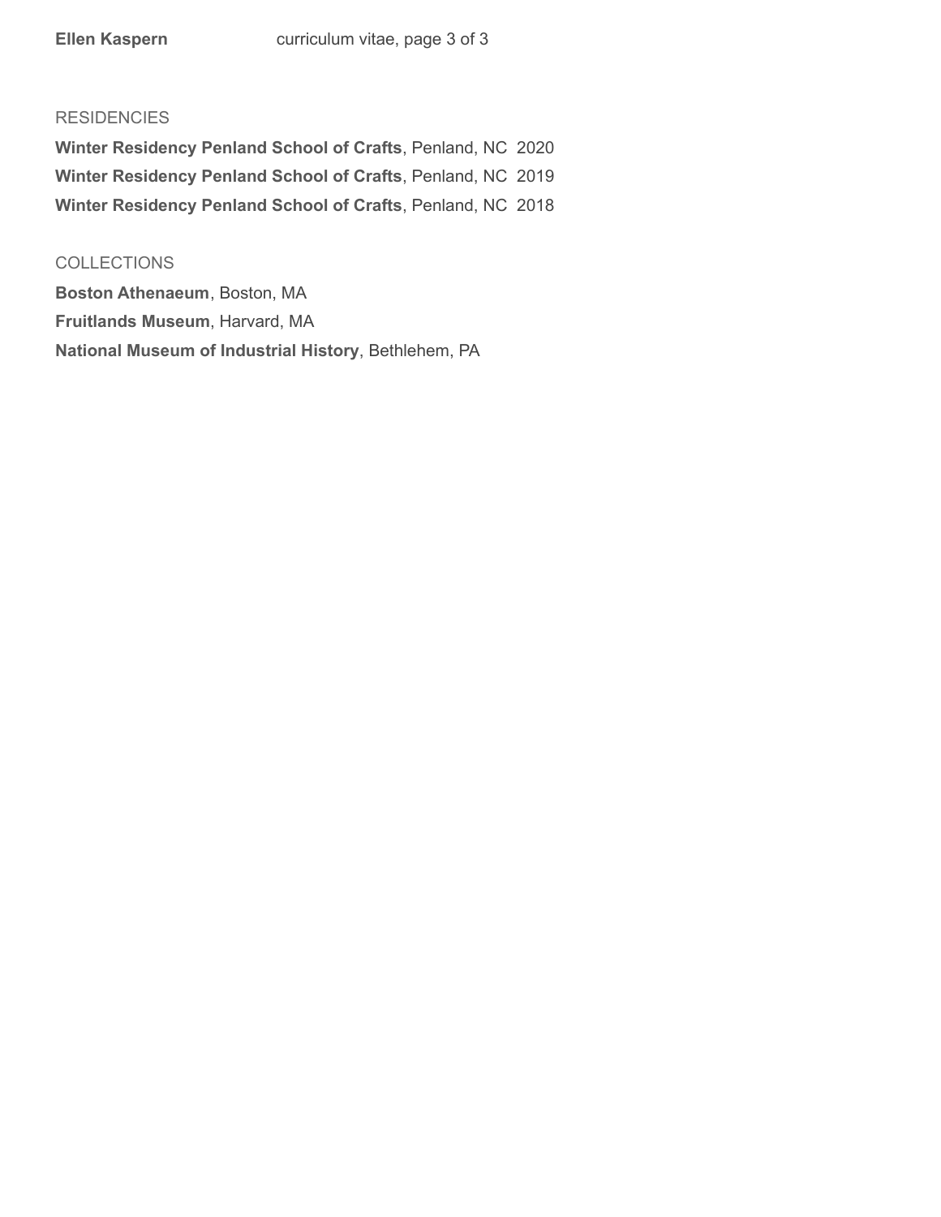## RESIDENCIES

**Winter Residency Penland School of Crafts**, Penland, NC 2020

**Winter Residency Penland School of Crafts**, Penland, NC 2019

**Winter Residency Penland School of Crafts**, Penland, NC 2018

## COLLECTIONS

**Boston Athenaeum**, Boston, MA

**Fruitlands Museum**, Harvard, MA

**National Museum of Industrial History**, Bethlehem, PA